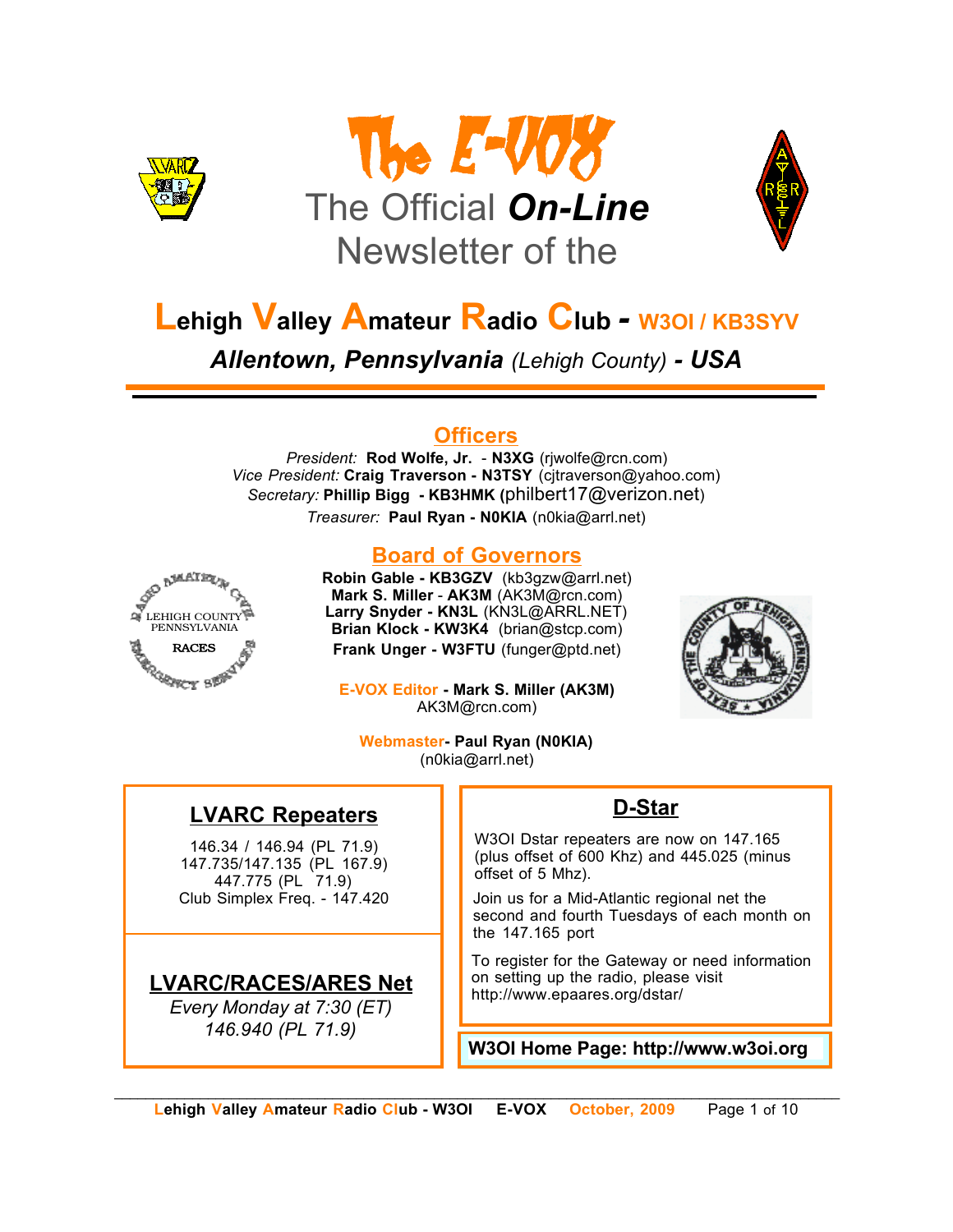# The E-VOX

## The Official *On-Line* Newsletter of the

# Lehigh Valley Amateur Radio Club - W3OI / KB3SYV

***Allentown, Pennsylvania** (Lehigh County)* ***- USA***

---

## Officers

*President:* **Rod Wolfe, Jr.** - **N3XG** (rjwolfe@rcn.com)
*Vice President:* **Craig Traverson - N3TSY** (cjtraverson@yahoo.com)
*Secretary:* **Phillip Bigg - KB3HMK** (philbert17@verizon.net)
*Treasurer:* **Paul Ryan - N0KIA** (n0kia@arrl.net)

## Board of Governors

**Robin Gable - KB3GZV** (kb3gzw@arrl.net)
**Mark S. Miller** - **AK3M** (AK3M@rcn.com)
**Larry Snyder - KN3L** (KN3L@ARRL.NET)
**Brian Klock - KW3K4** (brian@stcp.com)
**Frank Unger - W3FTU** (funger@ptd.net)

**E-VOX Editor - Mark S. Miller (AK3M)**
AK3M@rcn.com)

**Webmaster- Paul Ryan (N0KIA)**
(n0kia@arrl.net)

## LVARC Repeaters

146.34 / 146.94 (PL 71.9)
147.735/147.135 (PL 167.9)
447.775 (PL 71.9)
Club Simplex Freq. - 147.420

## LVARC/RACES/ARES Net

*Every Monday at 7:30 (ET)*
*146.940 (PL 71.9)*

## D-Star

W3OI Dstar repeaters are now on 147.165 (plus offset of 600 Khz) and 445.025 (minus offset of 5 Mhz).

Join us for a Mid-Atlantic regional net the second and fourth Tuesdays of each month on the 147.165 port

To register for the Gateway or need information on setting up the radio, please visit http://www.epaares.org/dstar/

**W3OI Home Page: http://www.w3oi.org**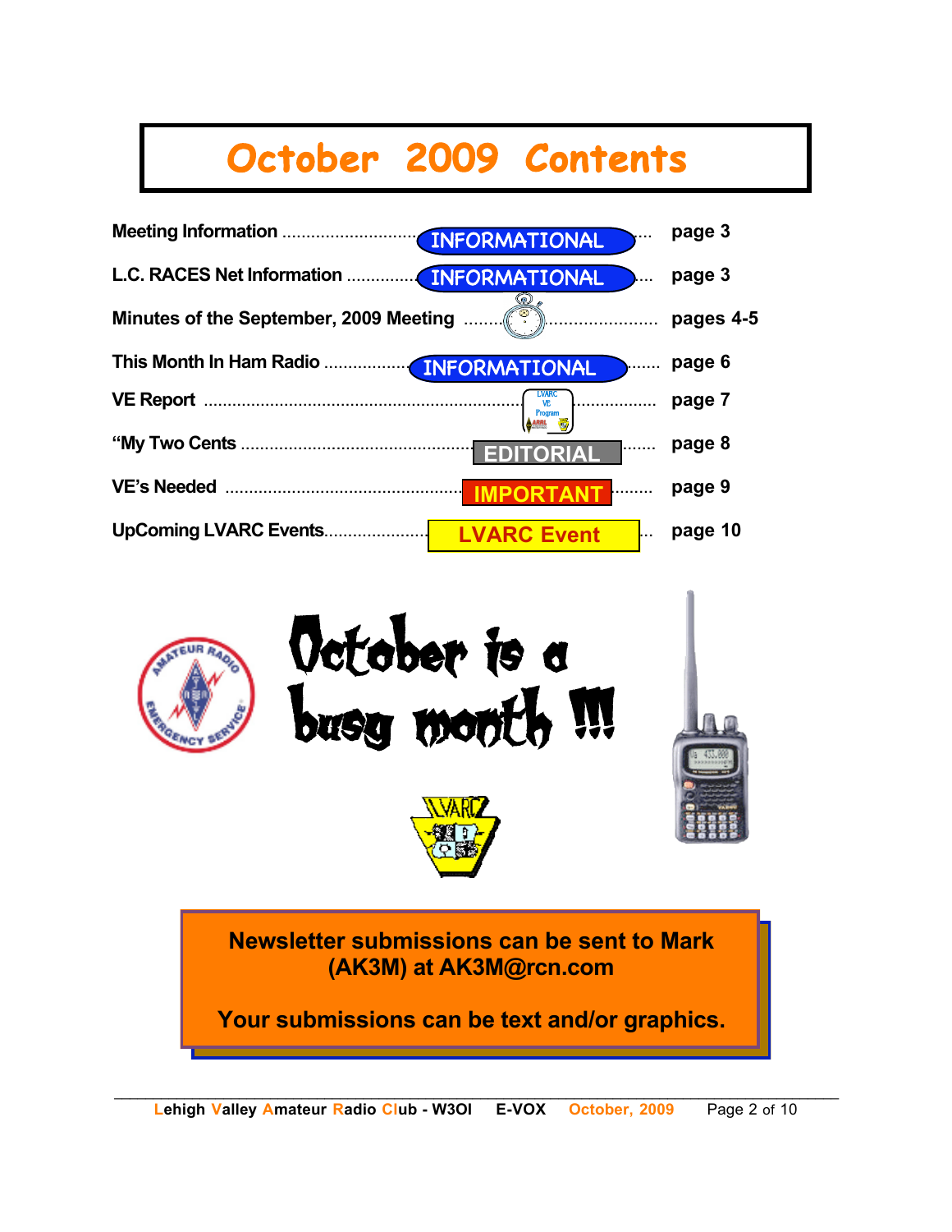# October 2009 Contents

| Item | Category | Page |
|---|---|---|
| Meeting Information | INFORMATIONAL | page 3 |
| L.C. RACES Net Information | INFORMATIONAL | page 3 |
| Minutes of the September, 2009 Meeting | | pages 4-5 |
| This Month In Ham Radio | INFORMATIONAL | page 6 |
| VE Report | | page 7 |
| "My Two Cents | EDITORIAL | page 8 |
| VE's Needed | IMPORTANT | page 9 |
| UpComing LVARC Events | LVARC Event | page 10 |

**October is a busy month !!!**

**Newsletter submissions can be sent to Mark (AK3M) at AK3M@rcn.com**

**Your submissions can be text and/or graphics.**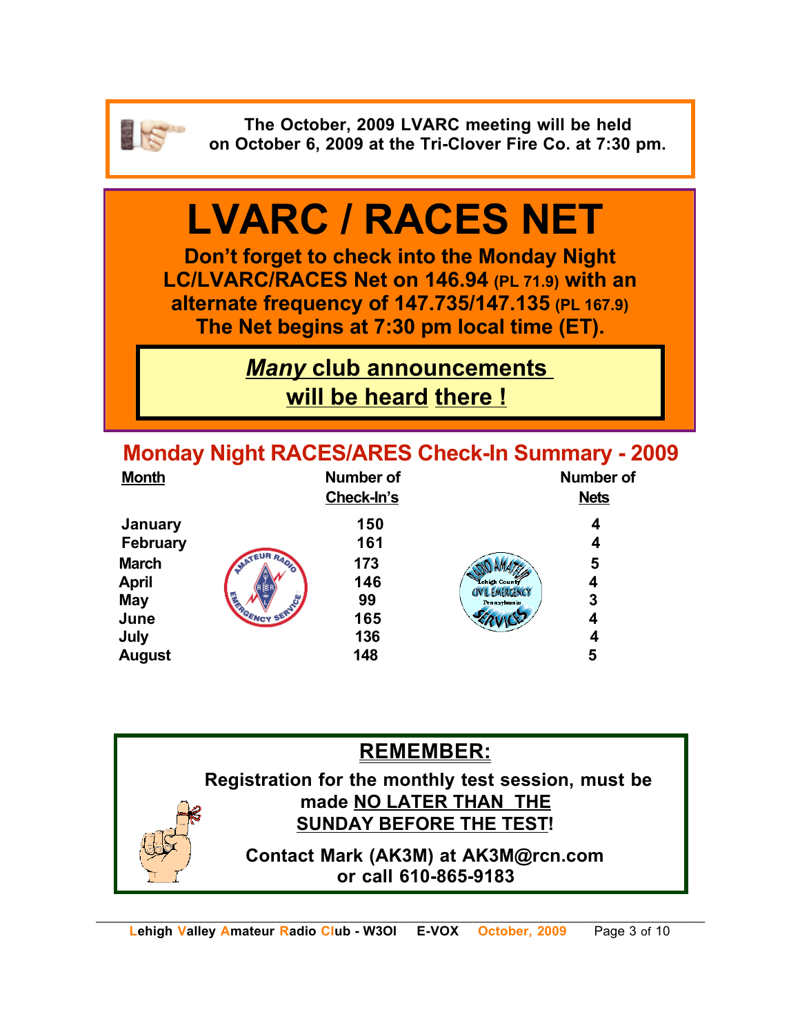**The October, 2009 LVARC meeting will be held on October 6, 2009 at the Tri-Clover Fire Co. at 7:30 pm.**

# LVARC / RACES NET

**Don't forget to check into the Monday Night LC/LVARC/RACES Net on 146.94 (PL 71.9) with an alternate frequency of 147.735/147.135 (PL 167.9) The Net begins at 7:30 pm local time (ET).**

***Many* club announcements will be heard there !**

## Monday Night RACES/ARES Check-In Summary - 2009

| Month | Number of Check-In's | Number of Nets |
|---|---|---|
| January | 150 | 4 |
| February | 161 | 4 |
| March | 173 | 5 |
| April | 146 | 4 |
| May | 99 | 3 |
| June | 165 | 4 |
| July | 136 | 4 |
| August | 148 | 5 |

## REMEMBER:

**Registration for the monthly test session, must be made NO LATER THAN THE SUNDAY BEFORE THE TEST!**

**Contact Mark (AK3M) at AK3M@rcn.com or call 610-865-9183**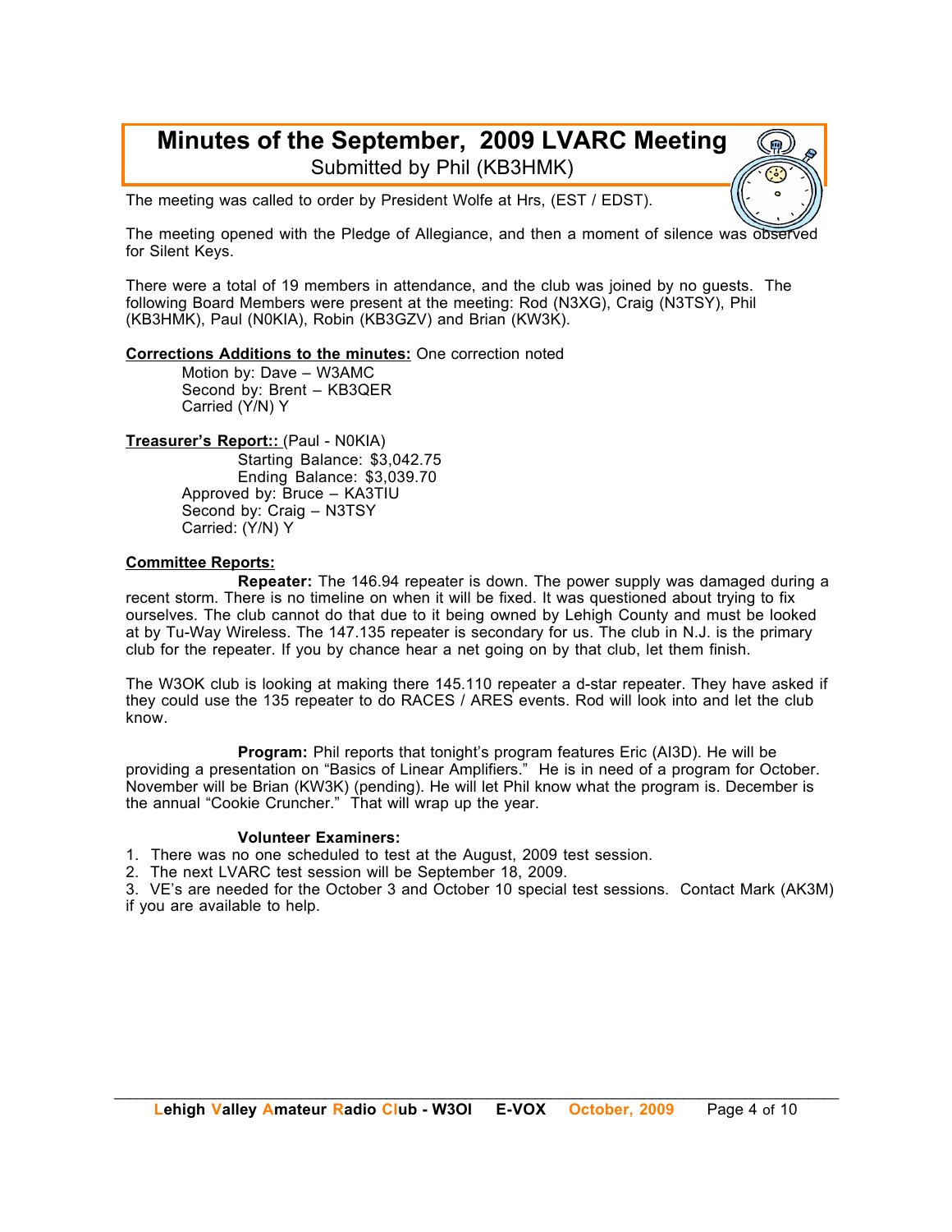# Minutes of the September, 2009 LVARC Meeting

Submitted by Phil (KB3HMK)

The meeting was called to order by President Wolfe at Hrs, (EST / EDST).

The meeting opened with the Pledge of Allegiance, and then a moment of silence was observed for Silent Keys.

There were a total of 19 members in attendance, and the club was joined by no guests. The following Board Members were present at the meeting: Rod (N3XG), Craig (N3TSY), Phil (KB3HMK), Paul (N0KIA), Robin (KB3GZV) and Brian (KW3K).

**Corrections Additions to the minutes:** One correction noted

Motion by: Dave – W3AMC
Second by: Brent – KB3QER
Carried (Y/N) Y

**Treasurer's Report::** (Paul - N0KIA)

Starting Balance: $3,042.75
Ending Balance: $3,039.70
Approved by: Bruce – KA3TIU
Second by: Craig – N3TSY
Carried: (Y/N) Y

**Committee Reports:**

**Repeater:** The 146.94 repeater is down. The power supply was damaged during a recent storm. There is no timeline on when it will be fixed. It was questioned about trying to fix ourselves. The club cannot do that due to it being owned by Lehigh County and must be looked at by Tu-Way Wireless. The 147.135 repeater is secondary for us. The club in N.J. is the primary club for the repeater. If you by chance hear a net going on by that club, let them finish.

The W3OK club is looking at making there 145.110 repeater a d-star repeater. They have asked if they could use the 135 repeater to do RACES / ARES events. Rod will look into and let the club know.

**Program:** Phil reports that tonight's program features Eric (AI3D). He will be providing a presentation on "Basics of Linear Amplifiers." He is in need of a program for October. November will be Brian (KW3K) (pending). He will let Phil know what the program is. December is the annual "Cookie Cruncher." That will wrap up the year.

**Volunteer Examiners:**

1. There was no one scheduled to test at the August, 2009 test session.
2. The next LVARC test session will be September 18, 2009.
3. VE's are needed for the October 3 and October 10 special test sessions. Contact Mark (AK3M) if you are available to help.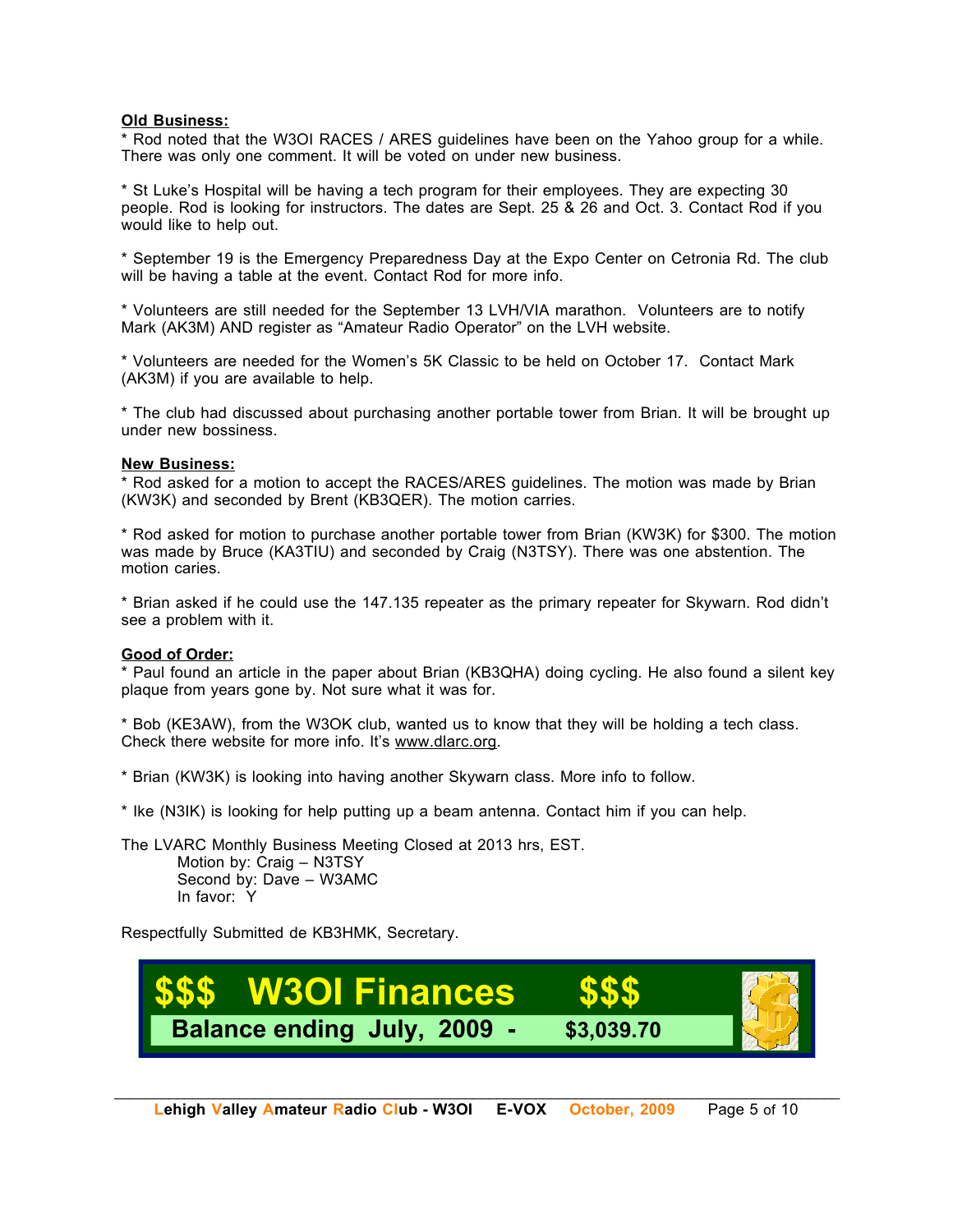**Old Business:**

* Rod noted that the W3OI RACES / ARES guidelines have been on the Yahoo group for a while. There was only one comment. It will be voted on under new business.

* St Luke's Hospital will be having a tech program for their employees. They are expecting 30 people. Rod is looking for instructors. The dates are Sept. 25 & 26 and Oct. 3. Contact Rod if you would like to help out.

* September 19 is the Emergency Preparedness Day at the Expo Center on Cetronia Rd. The club will be having a table at the event. Contact Rod for more info.

* Volunteers are still needed for the September 13 LVH/VIA marathon. Volunteers are to notify Mark (AK3M) AND register as "Amateur Radio Operator" on the LVH website.

* Volunteers are needed for the Women's 5K Classic to be held on October 17. Contact Mark (AK3M) if you are available to help.

* The club had discussed about purchasing another portable tower from Brian. It will be brought up under new bossiness.

**New Business:**

* Rod asked for a motion to accept the RACES/ARES guidelines. The motion was made by Brian (KW3K) and seconded by Brent (KB3QER). The motion carries.

* Rod asked for motion to purchase another portable tower from Brian (KW3K) for $300. The motion was made by Bruce (KA3TIU) and seconded by Craig (N3TSY). There was one abstention. The motion caries.

* Brian asked if he could use the 147.135 repeater as the primary repeater for Skywarn. Rod didn't see a problem with it.

**Good of Order:**

* Paul found an article in the paper about Brian (KB3QHA) doing cycling. He also found a silent key plaque from years gone by. Not sure what it was for.

* Bob (KE3AW), from the W3OK club, wanted us to know that they will be holding a tech class. Check there website for more info. It's www.dlarc.org.

* Brian (KW3K) is looking into having another Skywarn class. More info to follow.

* Ike (N3IK) is looking for help putting up a beam antenna. Contact him if you can help.

The LVARC Monthly Business Meeting Closed at 2013 hrs, EST.
Motion by: Craig – N3TSY
Second by: Dave – W3AMC
In favor: Y

Respectfully Submitted de KB3HMK, Secretary.

## $$$ W3OI Finances $$$

**Balance ending July, 2009 - $3,039.70**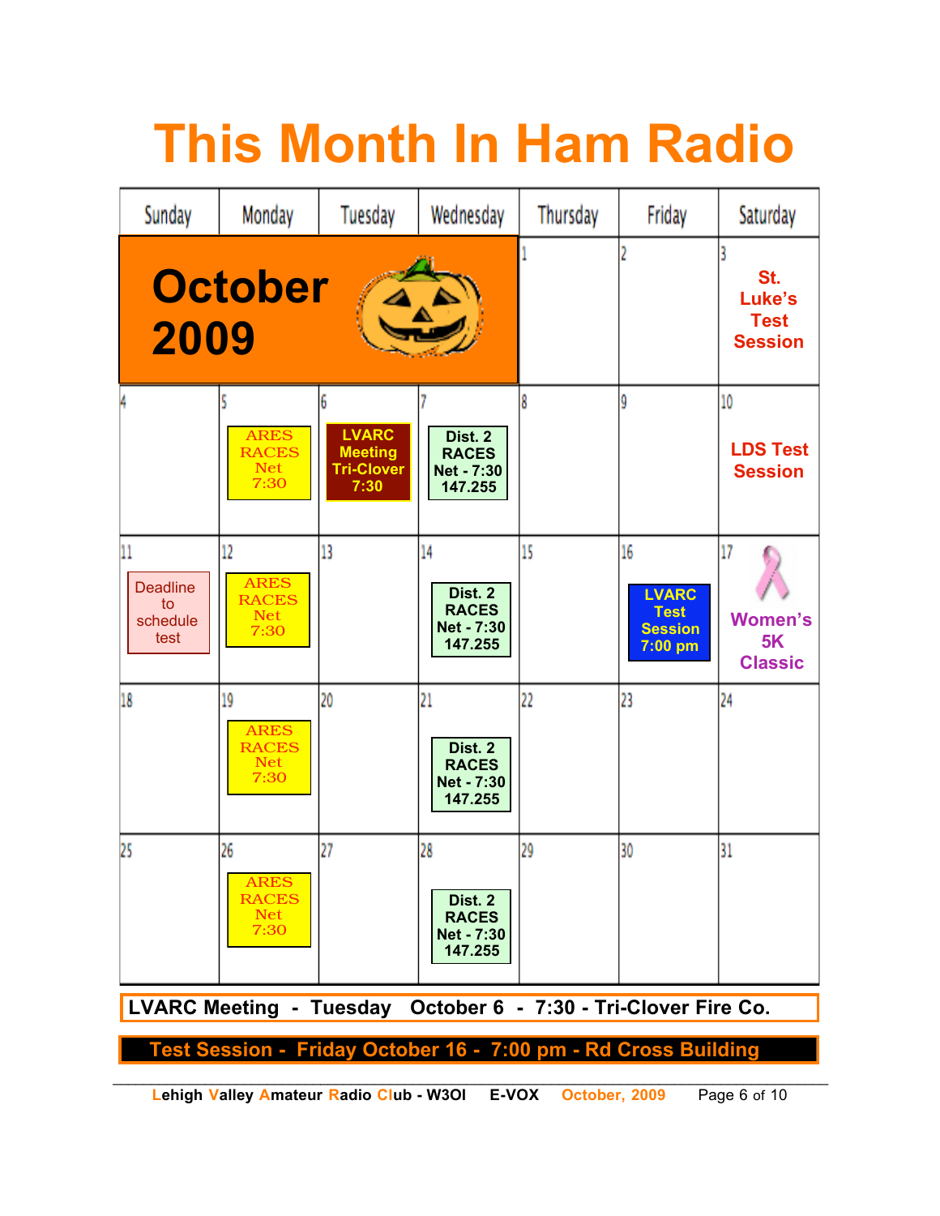# This Month In Ham Radio

## October 2009

| Sunday | Monday | Tuesday | Wednesday | Thursday | Friday | Saturday |
|---|---|---|---|---|---|---|
| | | | | 1 | 2 | 3 St. Luke's Test Session |
| 4 | 5 ARES RACES Net 7:30 | 6 LVARC Meeting Tri-Clover 7:30 | 7 Dist. 2 RACES Net - 7:30 147.255 | 8 | 9 | 10 LDS Test Session |
| 11 Deadline to schedule test | 12 ARES RACES Net 7:30 | 13 | 14 Dist. 2 RACES Net - 7:30 147.255 | 15 | 16 LVARC Test Session 7:00 pm | 17 Women's 5K Classic |
| 18 | 19 ARES RACES Net 7:30 | 20 | 21 Dist. 2 RACES Net - 7:30 147.255 | 22 | 23 | 24 |
| 25 | 26 ARES RACES Net 7:30 | 27 | 28 Dist. 2 RACES Net - 7:30 147.255 | 29 | 30 | 31 |

**LVARC Meeting - Tuesday October 6 - 7:30 - Tri-Clover Fire Co.**

**Test Session - Friday October 16 - 7:00 pm - Rd Cross Building**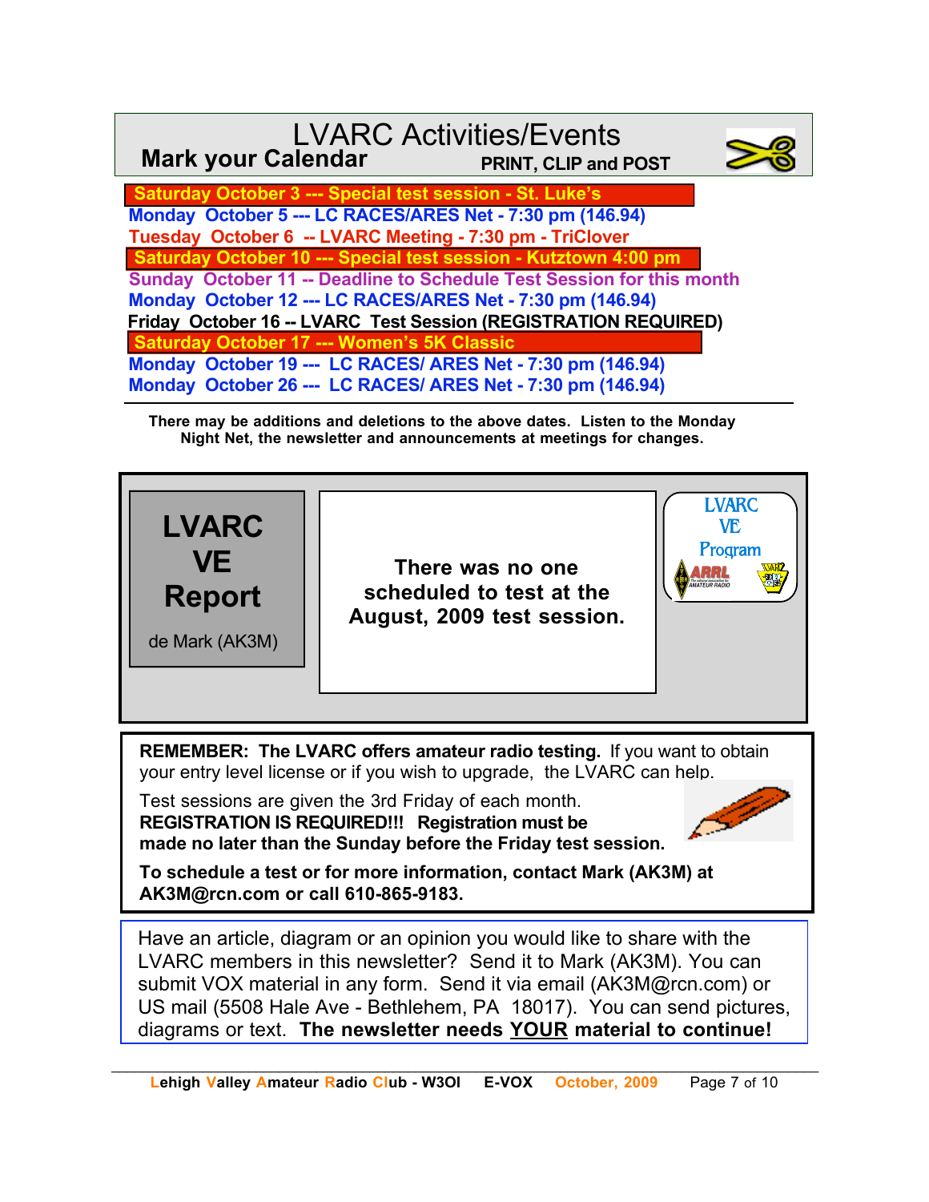# LVARC Activities/Events

**Mark your Calendar** — **PRINT, CLIP and POST**

- **Saturday October 3 --- Special test session - St. Luke's**
- **Monday October 5 --- LC RACES/ARES Net - 7:30 pm (146.94)**
- **Tuesday October 6 -- LVARC Meeting - 7:30 pm - TriClover**
- **Saturday October 10 --- Special test session - Kutztown 4:00 pm**
- **Sunday October 11 -- Deadline to Schedule Test Session for this month**
- **Monday October 12 --- LC RACES/ARES Net - 7:30 pm (146.94)**
- **Friday October 16 -- LVARC Test Session (REGISTRATION REQUIRED)**
- **Saturday October 17 --- Women's 5K Classic**
- **Monday October 19 --- LC RACES/ ARES Net - 7:30 pm (146.94)**
- **Monday October 26 --- LC RACES/ ARES Net - 7:30 pm (146.94)**

**There may be additions and deletions to the above dates. Listen to the Monday Night Net, the newsletter and announcements at meetings for changes.**

## LVARC VE Report

de Mark (AK3M)

LVARC VE Program

**There was no one scheduled to test at the August, 2009 test session.**

**REMEMBER: The LVARC offers amateur radio testing.** If you want to obtain your entry level license or if you wish to upgrade, the LVARC can help.

Test sessions are given the 3rd Friday of each month.
**REGISTRATION IS REQUIRED!!! Registration must be made no later than the Sunday before the Friday test session.**

**To schedule a test or for more information, contact Mark (AK3M) at AK3M@rcn.com or call 610-865-9183.**

Have an article, diagram or an opinion you would like to share with the LVARC members in this newsletter? Send it to Mark (AK3M). You can submit VOX material in any form. Send it via email (AK3M@rcn.com) or US mail (5508 Hale Ave - Bethlehem, PA 18017). You can send pictures, diagrams or text. **The newsletter needs YOUR material to continue!**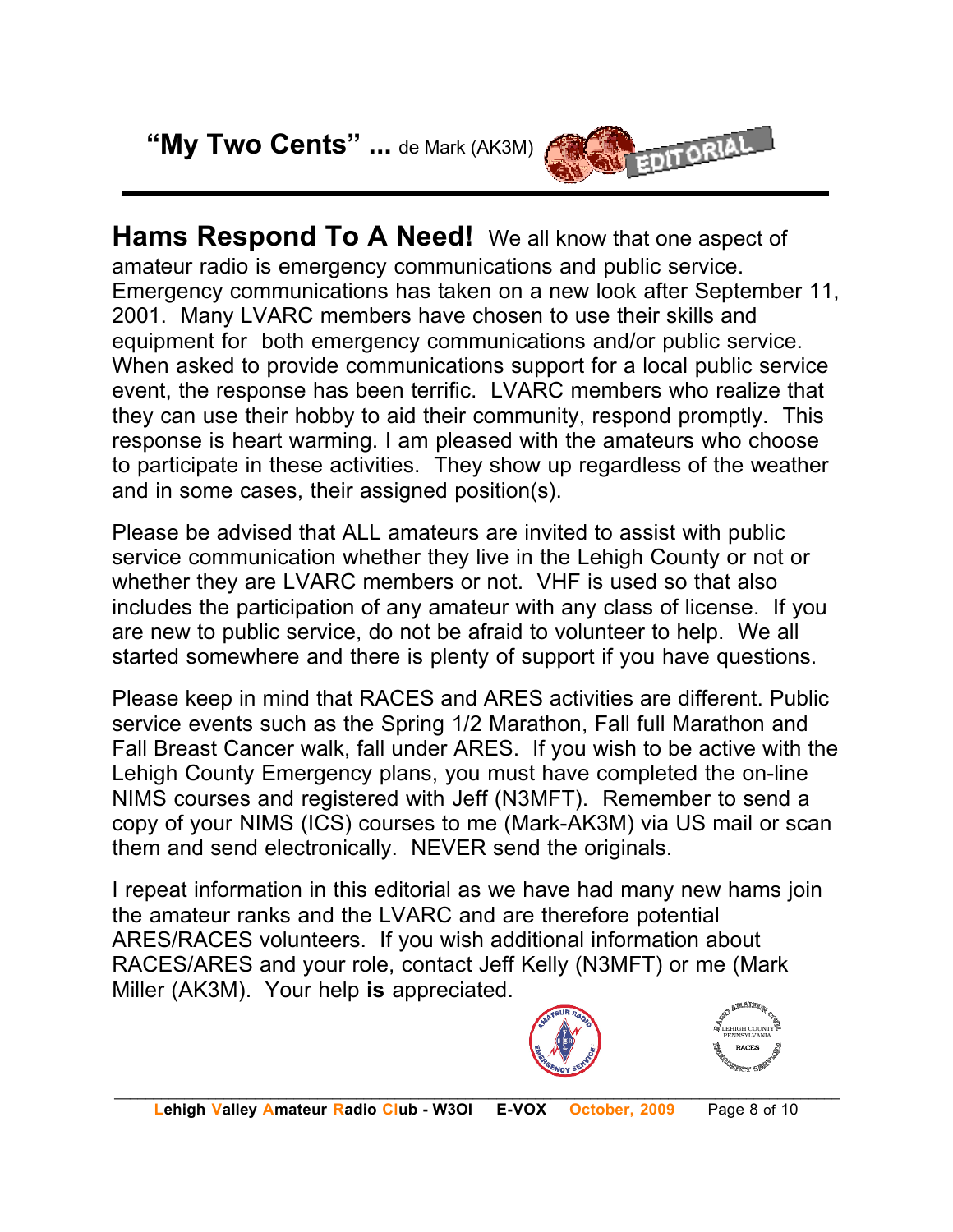## "My Two Cents" ... de Mark (AK3M)

**Hams Respond To A Need!** We all know that one aspect of amateur radio is emergency communications and public service. Emergency communications has taken on a new look after September 11, 2001. Many LVARC members have chosen to use their skills and equipment for both emergency communications and/or public service. When asked to provide communications support for a local public service event, the response has been terrific. LVARC members who realize that they can use their hobby to aid their community, respond promptly. This response is heart warming. I am pleased with the amateurs who choose to participate in these activities. They show up regardless of the weather and in some cases, their assigned position(s).

Please be advised that ALL amateurs are invited to assist with public service communication whether they live in the Lehigh County or not or whether they are LVARC members or not. VHF is used so that also includes the participation of any amateur with any class of license. If you are new to public service, do not be afraid to volunteer to help. We all started somewhere and there is plenty of support if you have questions.

Please keep in mind that RACES and ARES activities are different. Public service events such as the Spring 1/2 Marathon, Fall full Marathon and Fall Breast Cancer walk, fall under ARES. If you wish to be active with the Lehigh County Emergency plans, you must have completed the on-line NIMS courses and registered with Jeff (N3MFT). Remember to send a copy of your NIMS (ICS) courses to me (Mark-AK3M) via US mail or scan them and send electronically. NEVER send the originals.

I repeat information in this editorial as we have had many new hams join the amateur ranks and the LVARC and are therefore potential ARES/RACES volunteers. If you wish additional information about RACES/ARES and your role, contact Jeff Kelly (N3MFT) or me (Mark Miller (AK3M). Your help **is** appreciated.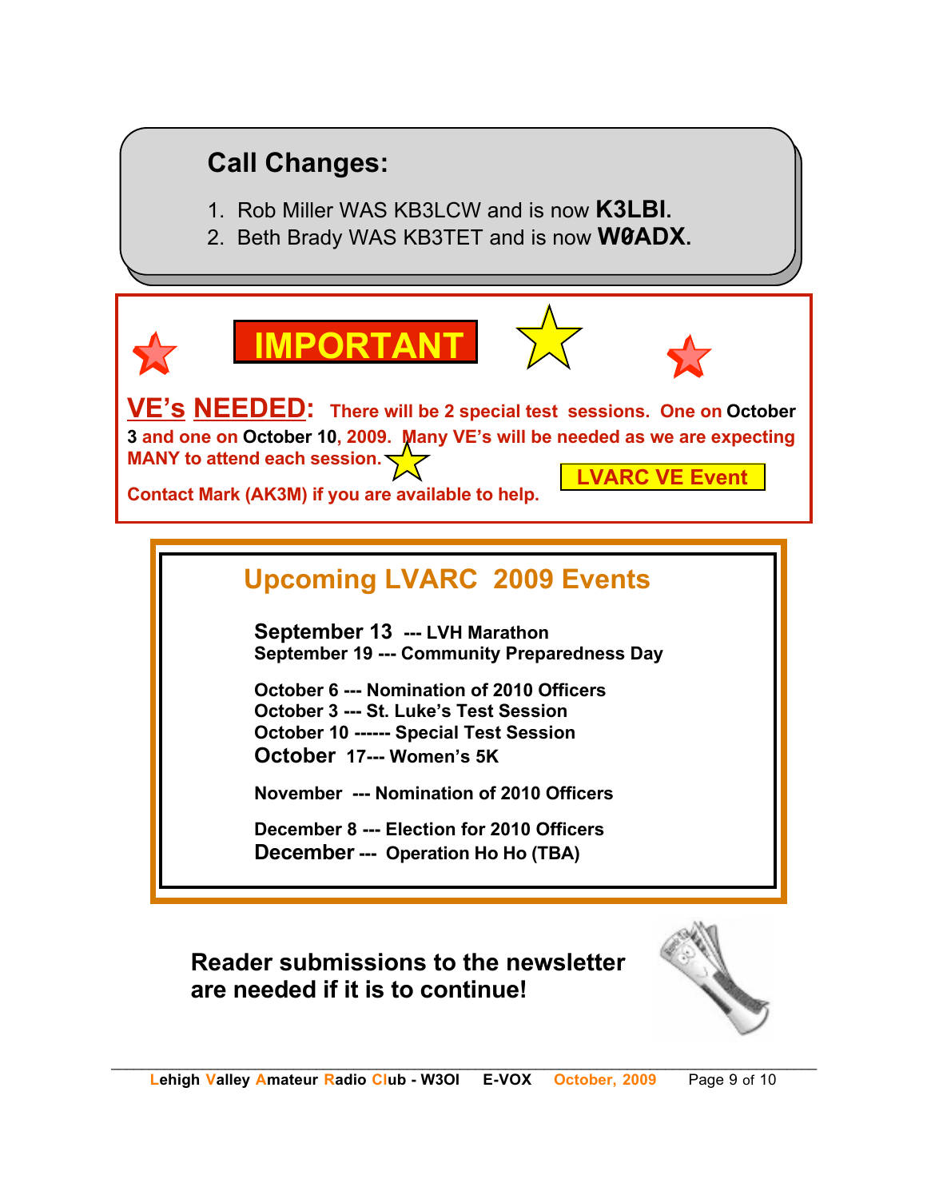## Call Changes:

1. Rob Miller WAS KB3LCW and is now **K3LBI.**
2. Beth Brady WAS KB3TET and is now **W0ADX.**

# IMPORTANT

**VE's NEEDED:** **There will be 2 special test sessions. One on October 3 and one on October 10, 2009. Many VE's will be needed as we are expecting MANY to attend each session.**

**Contact Mark (AK3M) if you are available to help.**

**LVARC VE Event**

## Upcoming LVARC 2009 Events

**September 13 --- LVH Marathon**
**September 19 --- Community Preparedness Day**

**October 6 --- Nomination of 2010 Officers**
**October 3 --- St. Luke's Test Session**
**October 10 ------ Special Test Session**
**October 17--- Women's 5K**

**November --- Nomination of 2010 Officers**

**December 8 --- Election for 2010 Officers**
**December --- Operation Ho Ho (TBA)**

**Reader submissions to the newsletter are needed if it is to continue!**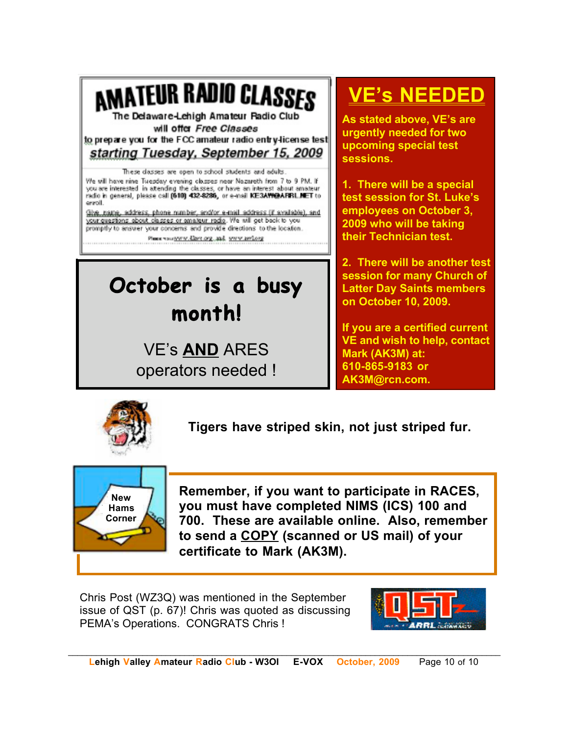# AMATEUR RADIO CLASSES

The Delaware-Lehigh Amateur Radio Club will offer *Free Classes* to prepare you for the FCC amateur radio entry-license test

*starting Tuesday, September 15, 2009*

These classes are open to school students and adults.

We will have nine Tuesday evening classes near Nazareth from 7 to 9 PM. If you are interested in attending the classes, or have an interest about amateur radio in general, please call **(610) 432-8286**, or e-mail **KE3AW@ARRL.NET** to enroll.

Give name, address, phone number, and/or e-mail address (if available), and your questions about classes or amateur radio. We will get back to you promptly to answer your concerns and provide directions to the location.

Please see www.dlarc.org and www.arrl.org

## October is a busy month!

VE's **AND** ARES operators needed !

## VE's NEEDED

**As stated above, VE's are urgently needed for two upcoming special test sessions.**

**1. There will be a special test session for St. Luke's employees on October 3, 2009 who will be taking their Technician test.**

**2. There will be another test session for many Church of Latter Day Saints members on October 10, 2009.**

**If you are a certified current VE and wish to help, contact Mark (AK3M) at: 610-865-9183 or AK3M@rcn.com.**

**Tigers have striped skin, not just striped fur.**

New Hams Corner

**Remember, if you want to participate in RACES, you must have completed NIMS (ICS) 100 and 700. These are available online. Also, remember to send a COPY (scanned or US mail) of your certificate to Mark (AK3M).**

Chris Post (WZ3Q) was mentioned in the September issue of QST (p. 67)! Chris was quoted as discussing PEMA's Operations. CONGRATS Chris !